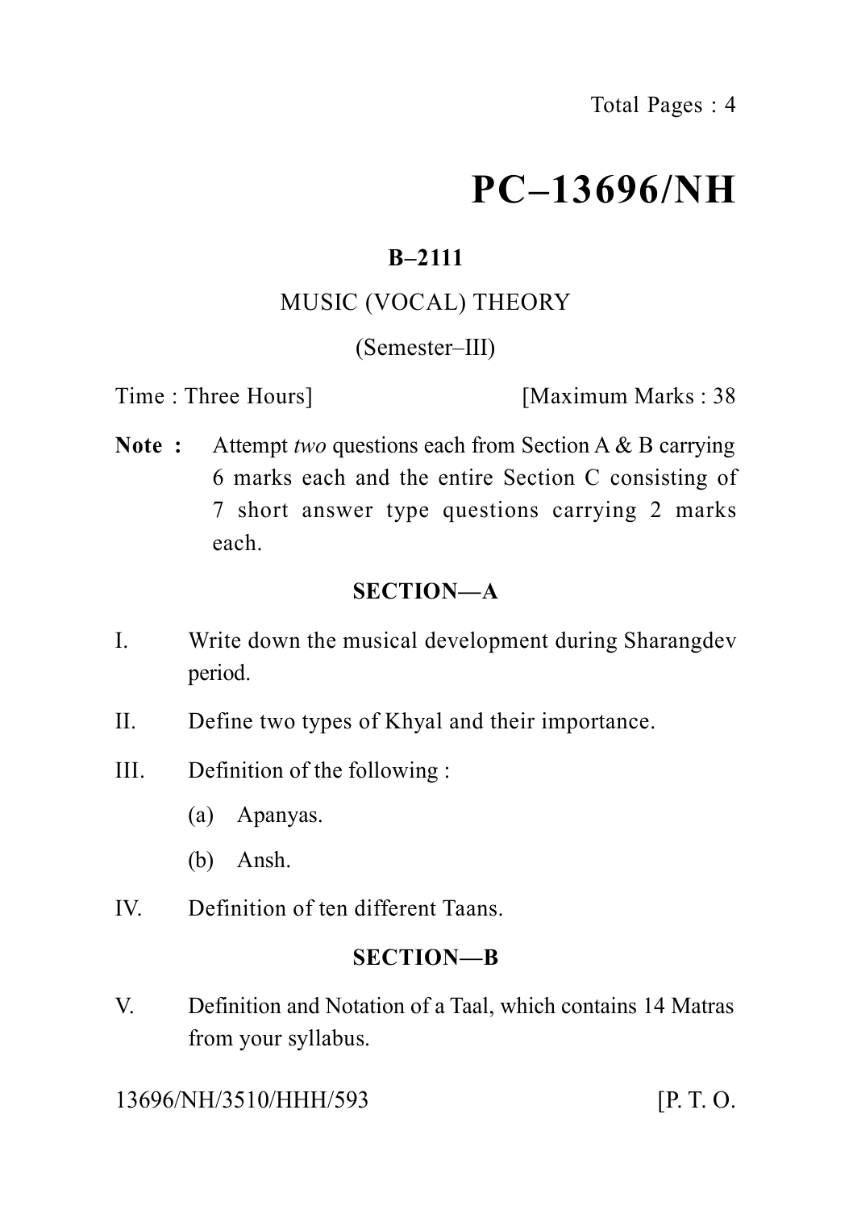# PC–13696/NH

**B–2111**

MUSIC (VOCAL) THEORY

(Semester–III)

Time : Three Hours] [Maximum Marks : 38

**Note :** Attempt *two* questions each from Section A & B carrying 6 marks each and the entire Section C consisting of 7 short answer type questions carrying 2 marks each.

## SECTION—A

I. Write down the musical development during Sharangdev period.

II. Define two types of Khyal and their importance.

III. Definition of the following :

(a) Apanyas.

(b) Ansh.

IV. Definition of ten different Taans.

## SECTION—B

V. Definition and Notation of a Taal, which contains 14 Matras from your syllabus.

13696/NH/3510/HHH/593 [P. T. O.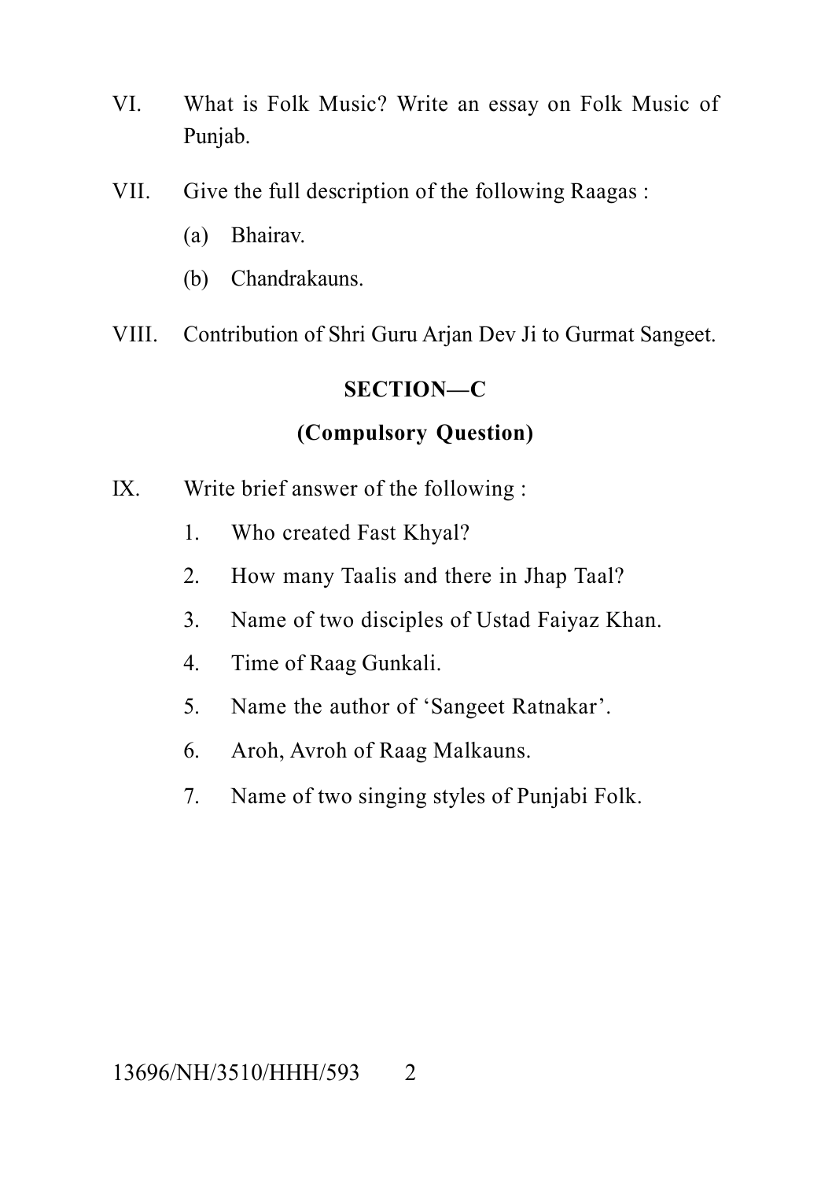VI. What is Folk Music? Write an essay on Folk Music of Punjab.

VII. Give the full description of the following Raagas :

(a) Bhairav.

(b) Chandrakauns.

VIII. Contribution of Shri Guru Arjan Dev Ji to Gurmat Sangeet.

## SECTION—C

### (Compulsory Question)

IX. Write brief answer of the following :

1. Who created Fast Khyal?
2. How many Taalis and there in Jhap Taal?
3. Name of two disciples of Ustad Faiyaz Khan.
4. Time of Raag Gunkali.
5. Name the author of 'Sangeet Ratnakar'.
6. Aroh, Avroh of Raag Malkauns.
7. Name of two singing styles of Punjabi Folk.

13696/NH/3510/HHH/593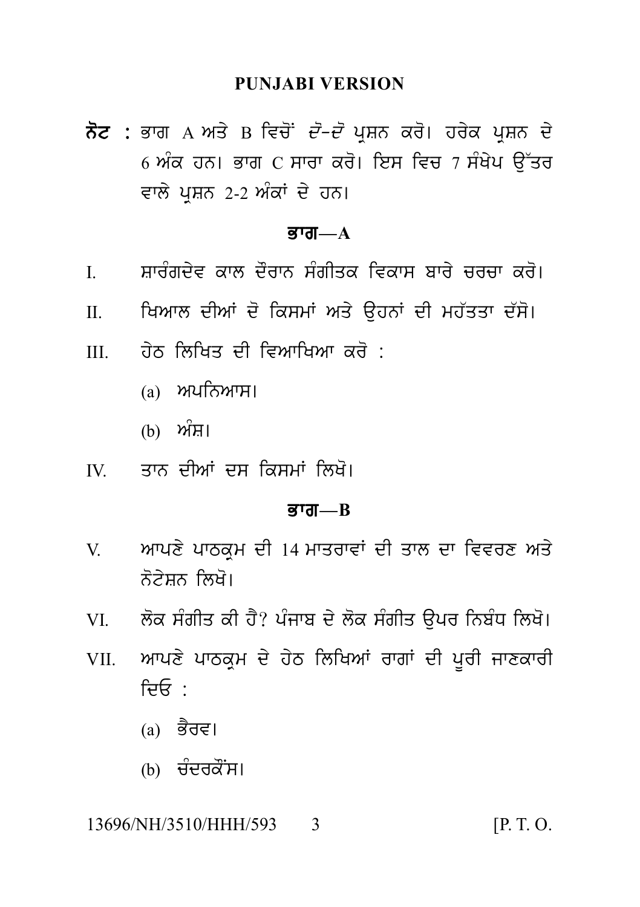**PUNJABI VERSION**

**ਨੋਟ :** ਭਾਗ A ਅਤੇ B ਵਿਚੋਂ *ਦੋ-ਦੋ* ਪ੍ਰਸ਼ਨ ਕਰੋ। ਹਰੇਕ ਪ੍ਰਸ਼ਨ ਦੇ 6 ਅੰਕ ਹਨ। ਭਾਗ C ਸਾਰਾ ਕਰੋ। ਇਸ ਵਿਚ 7 ਸੰਖੇਪ ਉੱਤਰ ਵਾਲੇ ਪ੍ਰਸ਼ਨ 2-2 ਅੰਕਾਂ ਦੇ ਹਨ।

## ਭਾਗ—A

I. ਸ਼ਾਰੰਗਦੇਵ ਕਾਲ ਦੌਰਾਨ ਸੰਗੀਤਕ ਵਿਕਾਸ ਬਾਰੇ ਚਰਚਾ ਕਰੋ।

II. ਖਿਆਲ ਦੀਆਂ ਦੋ ਕਿਸਮਾਂ ਅਤੇ ਉਹਨਾਂ ਦੀ ਮਹੱਤਤਾ ਦੱਸੋ।

III. ਹੇਠ ਲਿਖਿਤ ਦੀ ਵਿਆਖਿਆ ਕਰੋ :

(a) ਅਪਨਿਆਸ।

(b) ਅੰਸ਼।

IV. ਤਾਨ ਦੀਆਂ ਦਸ ਕਿਸਮਾਂ ਲਿਖੋ।

## ਭਾਗ—B

V. ਆਪਣੇ ਪਾਠਕ੍ਰਮ ਦੀ 14 ਮਾਤਰਾਵਾਂ ਦੀ ਤਾਲ ਦਾ ਵਿਵਰਣ ਅਤੇ ਨੋਟੇਸ਼ਨ ਲਿਖੋ।

VI. ਲੋਕ ਸੰਗੀਤ ਕੀ ਹੈ? ਪੰਜਾਬ ਦੇ ਲੋਕ ਸੰਗੀਤ ਉਪਰ ਨਿਬੰਧ ਲਿਖੋ।

VII. ਆਪਣੇ ਪਾਠਕ੍ਰਮ ਦੇ ਹੇਠ ਲਿਖਿਆਂ ਰਾਗਾਂ ਦੀ ਪੂਰੀ ਜਾਣਕਾਰੀ ਦਿਓ :

(a) ਭੈਰਵ।

(b) ਚੰਦਰਕੌਂਸ।

13696/NH/3510/HHH/593 [P. T. O.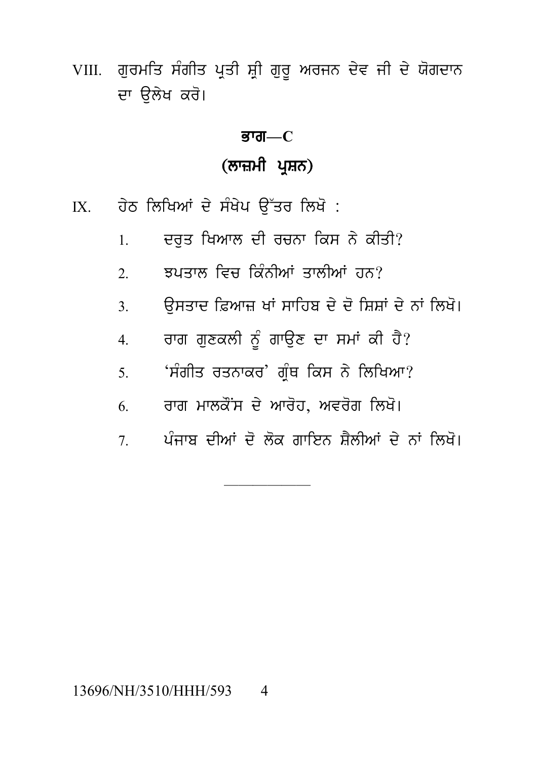VIII. ਗੁਰਮਤਿ ਸੰਗੀਤ ਪ੍ਰਤੀ ਸ੍ਰੀ ਗੁਰੂ ਅਰਜਨ ਦੇਵ ਜੀ ਦੇ ਯੋਗਦਾਨ ਦਾ ਉਲੇਖ ਕਰੋ।

## ਭਾਗ—C

## (ਲਾਜ਼ਮੀ ਪ੍ਰਸ਼ਨ)

IX. ਹੇਠ ਲਿਖਿਆਂ ਦੇ ਸੰਖੇਪ ਉੱਤਰ ਲਿਖੋ :

1. ਦਰੁਤ ਖਿਆਲ ਦੀ ਰਚਨਾ ਕਿਸ ਨੇ ਕੀਤੀ?
2. ਝਪਤਾਲ ਵਿਚ ਕਿੰਨੀਆਂ ਤਾਲੀਆਂ ਹਨ?
3. ਉਸਤਾਦ ਫ਼ਿਆਜ਼ ਖਾਂ ਸਾਹਿਬ ਦੇ ਦੋ ਸ਼ਿਸ਼ਾਂ ਦੇ ਨਾਂ ਲਿਖੋ।
4. ਰਾਗ ਗੁਣਕਲੀ ਨੂੰ ਗਾਉਣ ਦਾ ਸਮਾਂ ਕੀ ਹੈ?
5. 'ਸੰਗੀਤ ਰਤਨਾਕਰ' ਗ੍ਰੰਥ ਕਿਸ ਨੇ ਲਿਖਿਆ?
6. ਰਾਗ ਮਾਲਕੌਂਸ ਦੇ ਆਰੋਹ, ਅਵਰੋਗ ਲਿਖੋ।
7. ਪੰਜਾਬ ਦੀਆਂ ਦੋ ਲੋਕ ਗਾਇਨ ਸ਼ੈਲੀਆਂ ਦੇ ਨਾਂ ਲਿਖੋ।

---

13696/NH/3510/HHH/593